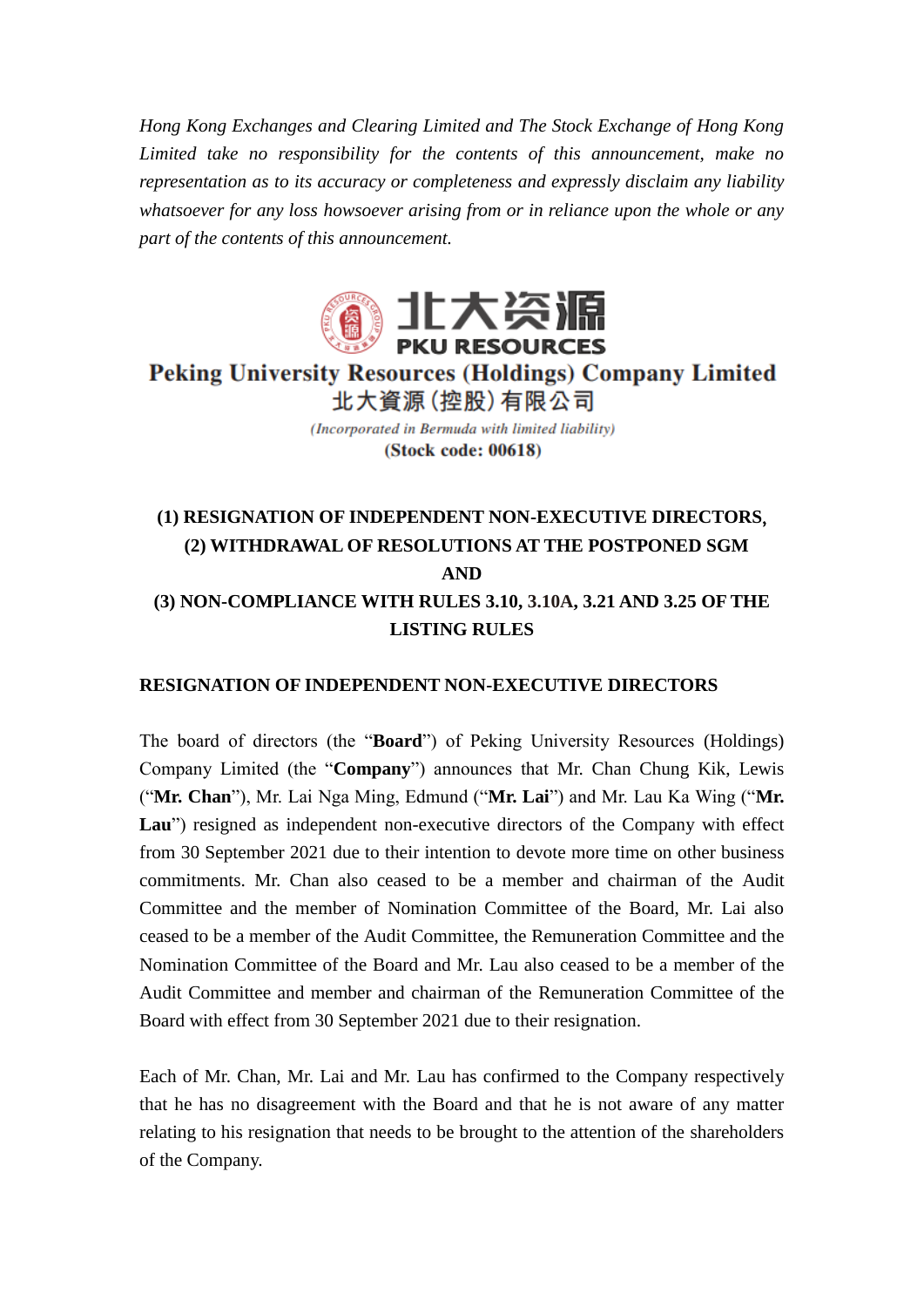*Hong Kong Exchanges and Clearing Limited and The Stock Exchange of Hong Kong Limited take no responsibility for the contents of this announcement, make no representation as to its accuracy or completeness and expressly disclaim any liability whatsoever for any loss howsoever arising from or in reliance upon the whole or any part of the contents of this announcement.*

北大资源
**PKU RESOURCES**

# Peking University Resources (Holdings) Company Limited
# 北大資源(控股)有限公司

*(Incorporated in Bermuda with limited liability)*

**(Stock code: 00618)**

## (1) RESIGNATION OF INDEPENDENT NON-EXECUTIVE DIRECTORS, (2) WITHDRAWAL OF RESOLUTIONS AT THE POSTPONED SGM AND (3) NON-COMPLIANCE WITH RULES 3.10, 3.10A, 3.21 AND 3.25 OF THE LISTING RULES

### RESIGNATION OF INDEPENDENT NON-EXECUTIVE DIRECTORS

The board of directors (the "**Board**") of Peking University Resources (Holdings) Company Limited (the "**Company**") announces that Mr. Chan Chung Kik, Lewis ("**Mr. Chan**"), Mr. Lai Nga Ming, Edmund ("**Mr. Lai**") and Mr. Lau Ka Wing ("**Mr. Lau**") resigned as independent non-executive directors of the Company with effect from 30 September 2021 due to their intention to devote more time on other business commitments. Mr. Chan also ceased to be a member and chairman of the Audit Committee and the member of Nomination Committee of the Board, Mr. Lai also ceased to be a member of the Audit Committee, the Remuneration Committee and the Nomination Committee of the Board and Mr. Lau also ceased to be a member of the Audit Committee and member and chairman of the Remuneration Committee of the Board with effect from 30 September 2021 due to their resignation.

Each of Mr. Chan, Mr. Lai and Mr. Lau has confirmed to the Company respectively that he has no disagreement with the Board and that he is not aware of any matter relating to his resignation that needs to be brought to the attention of the shareholders of the Company.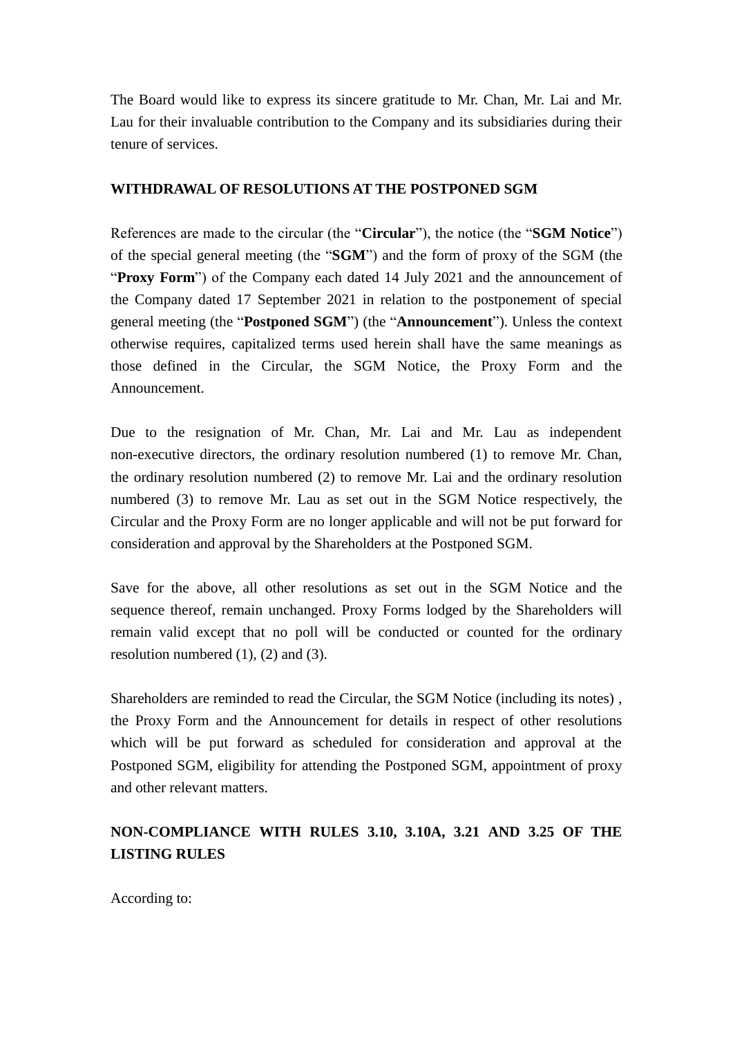The Board would like to express its sincere gratitude to Mr. Chan, Mr. Lai and Mr. Lau for their invaluable contribution to the Company and its subsidiaries during their tenure of services.

**WITHDRAWAL OF RESOLUTIONS AT THE POSTPONED SGM**

References are made to the circular (the "**Circular**"), the notice (the "**SGM Notice**") of the special general meeting (the "**SGM**") and the form of proxy of the SGM (the "**Proxy Form**") of the Company each dated 14 July 2021 and the announcement of the Company dated 17 September 2021 in relation to the postponement of special general meeting (the "**Postponed SGM**") (the "**Announcement**"). Unless the context otherwise requires, capitalized terms used herein shall have the same meanings as those defined in the Circular, the SGM Notice, the Proxy Form and the Announcement.

Due to the resignation of Mr. Chan, Mr. Lai and Mr. Lau as independent non-executive directors, the ordinary resolution numbered (1) to remove Mr. Chan, the ordinary resolution numbered (2) to remove Mr. Lai and the ordinary resolution numbered (3) to remove Mr. Lau as set out in the SGM Notice respectively, the Circular and the Proxy Form are no longer applicable and will not be put forward for consideration and approval by the Shareholders at the Postponed SGM.

Save for the above, all other resolutions as set out in the SGM Notice and the sequence thereof, remain unchanged. Proxy Forms lodged by the Shareholders will remain valid except that no poll will be conducted or counted for the ordinary resolution numbered (1), (2) and (3).

Shareholders are reminded to read the Circular, the SGM Notice (including its notes) , the Proxy Form and the Announcement for details in respect of other resolutions which will be put forward as scheduled for consideration and approval at the Postponed SGM, eligibility for attending the Postponed SGM, appointment of proxy and other relevant matters.

**NON-COMPLIANCE WITH RULES 3.10, 3.10A, 3.21 AND 3.25 OF THE LISTING RULES**

According to: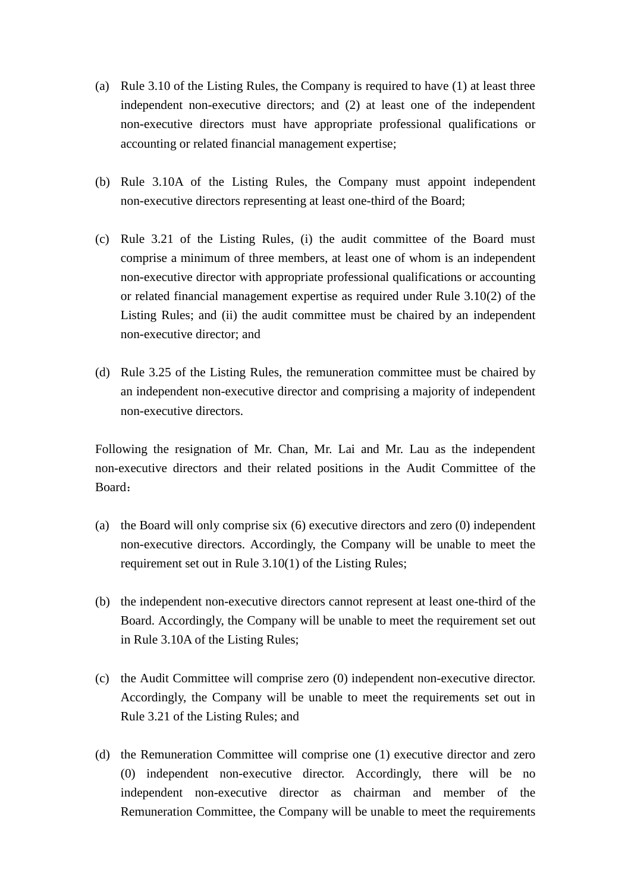(a) Rule 3.10 of the Listing Rules, the Company is required to have (1) at least three independent non-executive directors; and (2) at least one of the independent non-executive directors must have appropriate professional qualifications or accounting or related financial management expertise;

(b) Rule 3.10A of the Listing Rules, the Company must appoint independent non-executive directors representing at least one-third of the Board;

(c) Rule 3.21 of the Listing Rules, (i) the audit committee of the Board must comprise a minimum of three members, at least one of whom is an independent non-executive director with appropriate professional qualifications or accounting or related financial management expertise as required under Rule 3.10(2) of the Listing Rules; and (ii) the audit committee must be chaired by an independent non-executive director; and

(d) Rule 3.25 of the Listing Rules, the remuneration committee must be chaired by an independent non-executive director and comprising a majority of independent non-executive directors.

Following the resignation of Mr. Chan, Mr. Lai and Mr. Lau as the independent non-executive directors and their related positions in the Audit Committee of the Board：

(a) the Board will only comprise six (6) executive directors and zero (0) independent non-executive directors. Accordingly, the Company will be unable to meet the requirement set out in Rule 3.10(1) of the Listing Rules;

(b) the independent non-executive directors cannot represent at least one-third of the Board. Accordingly, the Company will be unable to meet the requirement set out in Rule 3.10A of the Listing Rules;

(c) the Audit Committee will comprise zero (0) independent non-executive director. Accordingly, the Company will be unable to meet the requirements set out in Rule 3.21 of the Listing Rules; and

(d) the Remuneration Committee will comprise one (1) executive director and zero (0) independent non-executive director. Accordingly, there will be no independent non-executive director as chairman and member of the Remuneration Committee, the Company will be unable to meet the requirements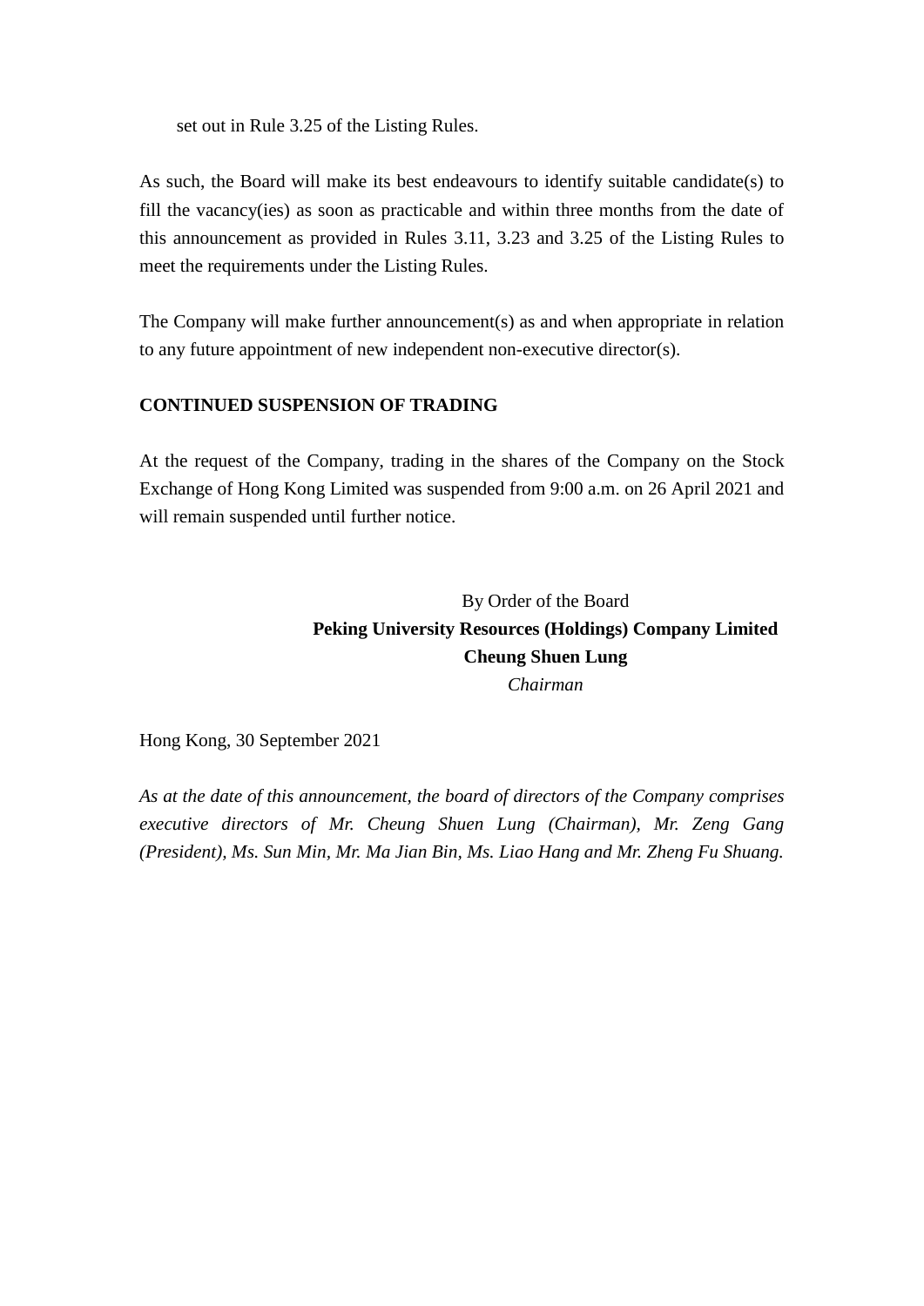set out in Rule 3.25 of the Listing Rules.

As such, the Board will make its best endeavours to identify suitable candidate(s) to fill the vacancy(ies) as soon as practicable and within three months from the date of this announcement as provided in Rules 3.11, 3.23 and 3.25 of the Listing Rules to meet the requirements under the Listing Rules.

The Company will make further announcement(s) as and when appropriate in relation to any future appointment of new independent non-executive director(s).

**CONTINUED SUSPENSION OF TRADING**

At the request of the Company, trading in the shares of the Company on the Stock Exchange of Hong Kong Limited was suspended from 9:00 a.m. on 26 April 2021 and will remain suspended until further notice.

By Order of the Board
**Peking University Resources (Holdings) Company Limited**
**Cheung Shuen Lung**
*Chairman*

Hong Kong, 30 September 2021

*As at the date of this announcement, the board of directors of the Company comprises executive directors of Mr. Cheung Shuen Lung (Chairman), Mr. Zeng Gang (President), Ms. Sun Min, Mr. Ma Jian Bin, Ms. Liao Hang and Mr. Zheng Fu Shuang.*